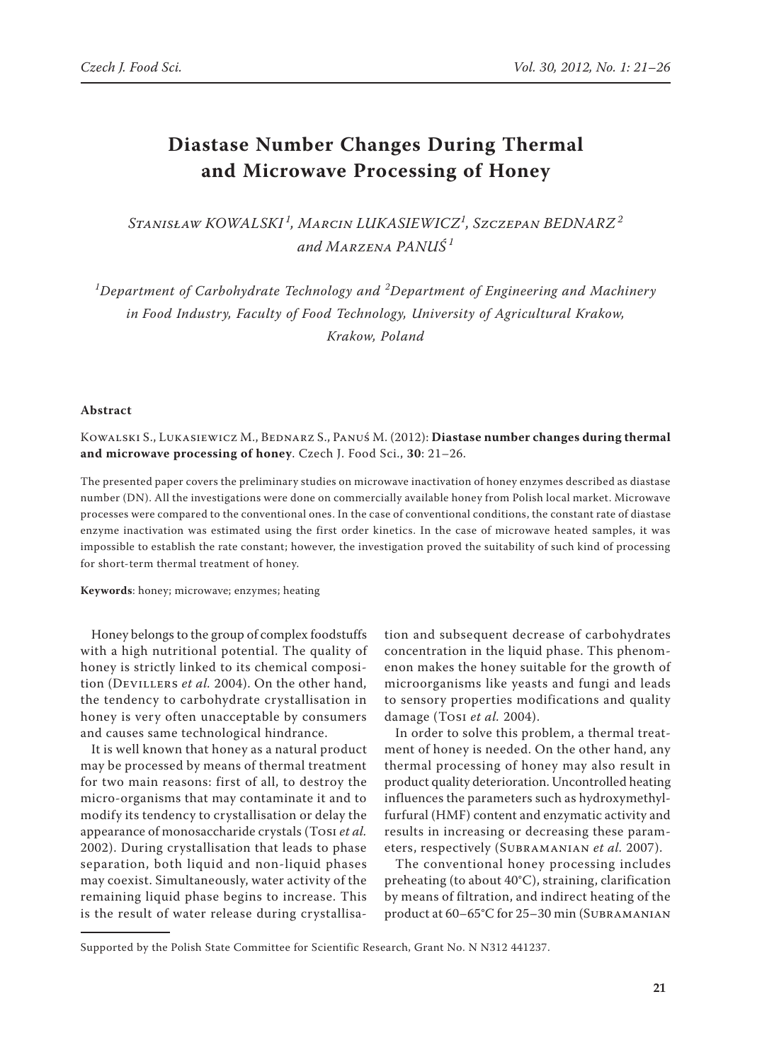# Diastase Number Changes During Thermal and Microwave Processing of Honey

Stanisław KOWALSKI[1], Marcin LUKASIEWICZ[1], Szczepan BEDNARZ[2] and Marzena PANUŚ[1]

[1]Department of Carbohydrate Technology and [2]Department of Engineering and Machinery in Food Industry, Faculty of Food Technology, University of Agricultural Krakow, Krakow, Poland

## Abstract

Kowalski S., Lukasiewicz M., Bednarz S., Panuś M. (2012): **Diastase number changes during thermal and microwave processing of honey**. Czech J. Food Sci., **30**: 21–26.

The presented paper covers the preliminary studies on microwave inactivation of honey enzymes described as diastase number (DN). All the investigations were done on commercially available honey from Polish local market. Microwave processes were compared to the conventional ones. In the case of conventional conditions, the constant rate of diastase enzyme inactivation was estimated using the first order kinetics. In the case of microwave heated samples, it was impossible to establish the rate constant; however, the investigation proved the suitability of such kind of processing for short-term thermal treatment of honey.

**Keywords**: honey; microwave; enzymes; heating

Honey belongs to the group of complex foodstuffs with a high nutritional potential. The quality of honey is strictly linked to its chemical composition (Devillers *et al.* 2004). On the other hand, the tendency to carbohydrate crystallisation in honey is very often unacceptable by consumers and causes same technological hindrance.

It is well known that honey as a natural product may be processed by means of thermal treatment for two main reasons: first of all, to destroy the micro-organisms that may contaminate it and to modify its tendency to crystallisation or delay the appearance of monosaccharide crystals (Tosi *et al.* 2002). During crystallisation that leads to phase separation, both liquid and non-liquid phases may coexist. Simultaneously, water activity of the remaining liquid phase begins to increase. This is the result of water release during crystallisation and subsequent decrease of carbohydrates concentration in the liquid phase. This phenomenon makes the honey suitable for the growth of microorganisms like yeasts and fungi and leads to sensory properties modifications and quality damage (Tosi *et al.* 2004).

In order to solve this problem, a thermal treatment of honey is needed. On the other hand, any thermal processing of honey may also result in product quality deterioration. Uncontrolled heating influences the parameters such as hydroxymethylfurfural (HMF) content and enzymatic activity and results in increasing or decreasing these parameters, respectively (Subramanian *et al.* 2007).

The conventional honey processing includes preheating (to about 40°C), straining, clarification by means of filtration, and indirect heating of the product at 60–65°C for 25–30 min (Subramanian

Supported by the Polish State Committee for Scientific Research, Grant No. N N312 441237.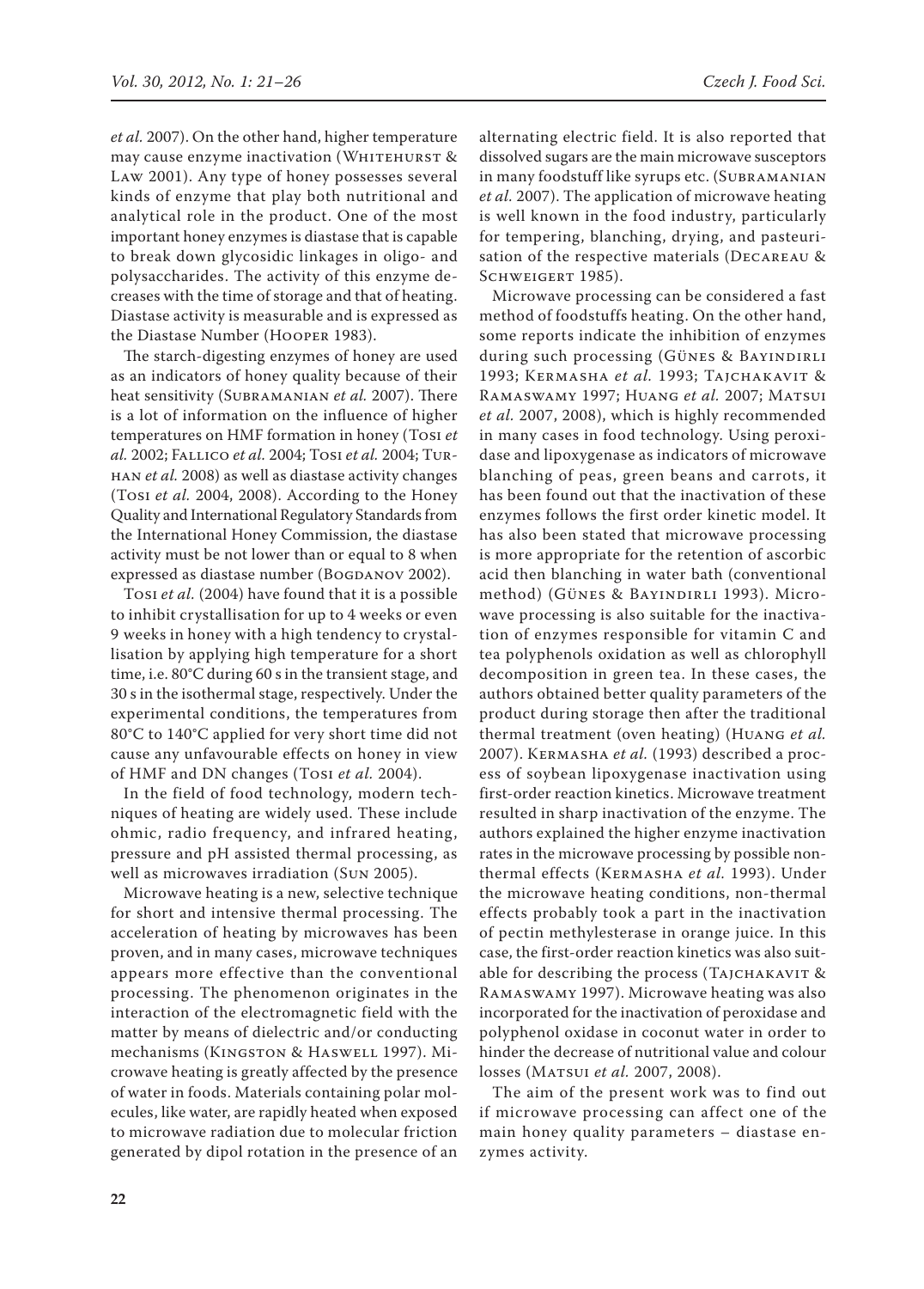*et al.* 2007). On the other hand, higher temperature may cause enzyme inactivation (Whitehurst & Law 2001). Any type of honey possesses several kinds of enzyme that play both nutritional and analytical role in the product. One of the most important honey enzymes is diastase that is capable to break down glycosidic linkages in oligo- and polysaccharides. The activity of this enzyme decreases with the time of storage and that of heating. Diastase activity is measurable and is expressed as the Diastase Number (Hooper 1983).

The starch-digesting enzymes of honey are used as an indicators of honey quality because of their heat sensitivity (Subramanian *et al.* 2007). There is a lot of information on the influence of higher temperatures on HMF formation in honey (Tosi *et al.* 2002; Fallico *et al.* 2004; Tosi *et al.* 2004; Turhan *et al.* 2008) as well as diastase activity changes (Tosi *et al.* 2004, 2008). According to the Honey Quality and International Regulatory Standards from the International Honey Commission, the diastase activity must be not lower than or equal to 8 when expressed as diastase number (Bogdanov 2002).

Tosi *et al.* (2004) have found that it is a possible to inhibit crystallisation for up to 4 weeks or even 9 weeks in honey with a high tendency to crystallisation by applying high temperature for a short time, i.e. 80°C during 60 s in the transient stage, and 30 s in the isothermal stage, respectively. Under the experimental conditions, the temperatures from 80°C to 140°C applied for very short time did not cause any unfavourable effects on honey in view of HMF and DN changes (Tosi *et al.* 2004).

In the field of food technology, modern techniques of heating are widely used. These include ohmic, radio frequency, and infrared heating, pressure and pH assisted thermal processing, as well as microwaves irradiation (Sun 2005).

Microwave heating is a new, selective technique for short and intensive thermal processing. The acceleration of heating by microwaves has been proven, and in many cases, microwave techniques appears more effective than the conventional processing. The phenomenon originates in the interaction of the electromagnetic field with the matter by means of dielectric and/or conducting mechanisms (Kingston & Haswell 1997). Microwave heating is greatly affected by the presence of water in foods. Materials containing polar molecules, like water, are rapidly heated when exposed to microwave radiation due to molecular friction generated by dipol rotation in the presence of an alternating electric field. It is also reported that dissolved sugars are the main microwave susceptors in many foodstuff like syrups etc. (Subramanian *et al.* 2007). The application of microwave heating is well known in the food industry, particularly for tempering, blanching, drying, and pasteurisation of the respective materials (Decareau & Schweigert 1985).

Microwave processing can be considered a fast method of foodstuffs heating. On the other hand, some reports indicate the inhibition of enzymes during such processing (Günes & Bayindirli 1993; Kermasha *et al.* 1993; Tajchakavit & Ramaswamy 1997; Huang *et al.* 2007; Matsui *et al.* 2007, 2008), which is highly recommended in many cases in food technology. Using peroxidase and lipoxygenase as indicators of microwave blanching of peas, green beans and carrots, it has been found out that the inactivation of these enzymes follows the first order kinetic model. It has also been stated that microwave processing is more appropriate for the retention of ascorbic acid then blanching in water bath (conventional method) (Günes & Bayindirli 1993). Microwave processing is also suitable for the inactivation of enzymes responsible for vitamin C and tea polyphenols oxidation as well as chlorophyll decomposition in green tea. In these cases, the authors obtained better quality parameters of the product during storage then after the traditional thermal treatment (oven heating) (Huang *et al.* 2007). Kermasha *et al.* (1993) described a process of soybean lipoxygenase inactivation using first-order reaction kinetics. Microwave treatment resulted in sharp inactivation of the enzyme. The authors explained the higher enzyme inactivation rates in the microwave processing by possible non-thermal effects (Kermasha *et al.* 1993). Under the microwave heating conditions, non-thermal effects probably took a part in the inactivation of pectin methylesterase in orange juice. In this case, the first-order reaction kinetics was also suitable for describing the process (Tajchakavit & Ramaswamy 1997). Microwave heating was also incorporated for the inactivation of peroxidase and polyphenol oxidase in coconut water in order to hinder the decrease of nutritional value and colour losses (Matsui *et al.* 2007, 2008).

The aim of the present work was to find out if microwave processing can affect one of the main honey quality parameters – diastase enzymes activity.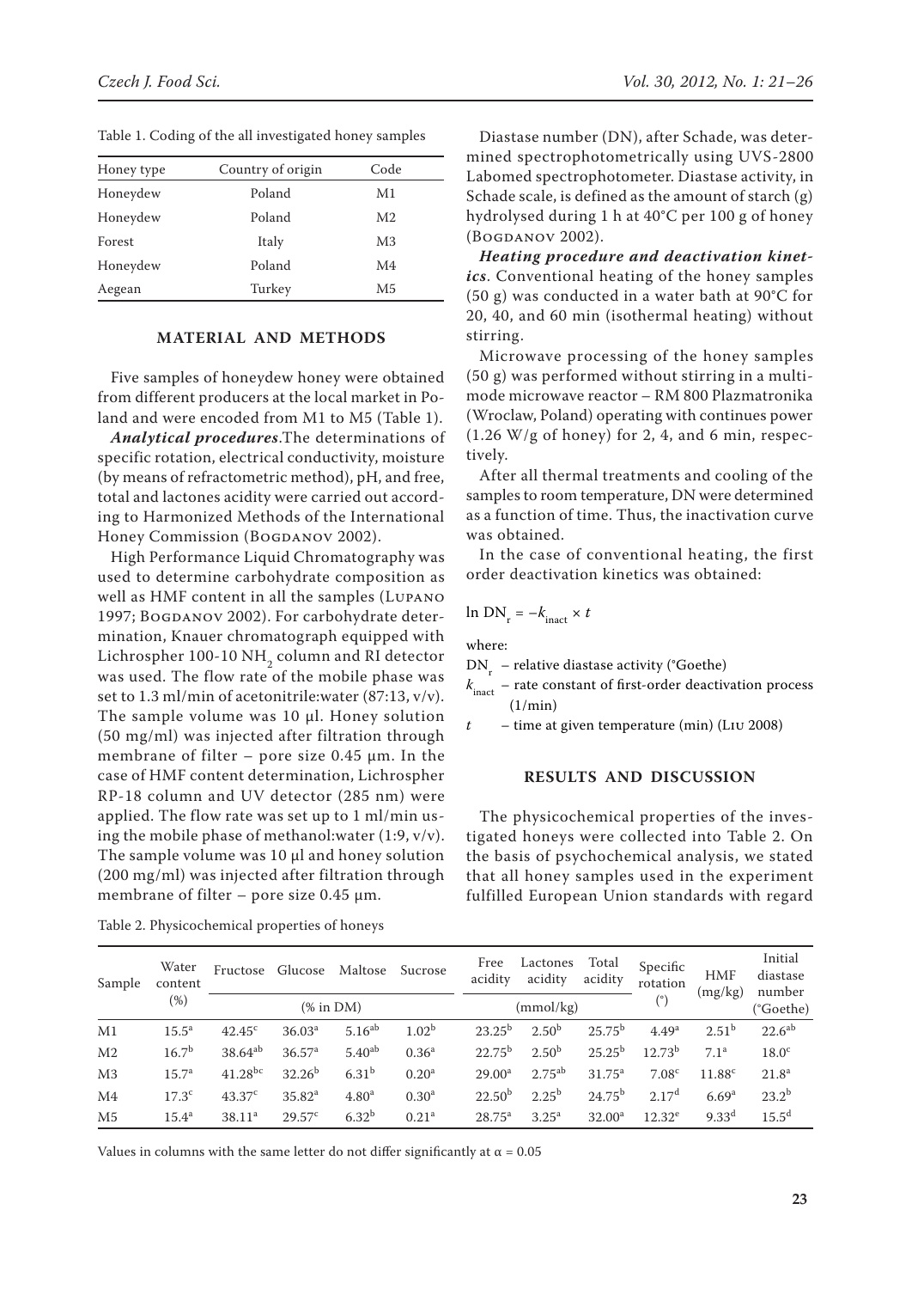Table 1. Coding of the all investigated honey samples

| Honey type | Country of origin | Code |
|---|---|---|
| Honeydew | Poland | M1 |
| Honeydew | Poland | M2 |
| Forest | Italy | M3 |
| Honeydew | Poland | M4 |
| Aegean | Turkey | M5 |

## MATERIAL AND METHODS

Five samples of honeydew honey were obtained from different producers at the local market in Poland and were encoded from M1 to M5 (Table 1).

***Analytical procedures***.The determinations of specific rotation, electrical conductivity, moisture (by means of refractometric method), pH, and free, total and lactones acidity were carried out according to Harmonized Methods of the International Honey Commission (Bogdanov 2002).

High Performance Liquid Chromatography was used to determine carbohydrate composition as well as HMF content in all the samples (Lupano 1997; Bogdanov 2002). For carbohydrate determination, Knauer chromatograph equipped with Lichrospher 100-10 $NH_2$ column and RI detector was used. The flow rate of the mobile phase was set to 1.3 ml/min of acetonitrile:water (87:13, v/v). The sample volume was 10 µl. Honey solution (50 mg/ml) was injected after filtration through membrane of filter – pore size 0.45 µm. In the case of HMF content determination, Lichrospher RP-18 column and UV detector (285 nm) were applied. The flow rate was set up to 1 ml/min using the mobile phase of methanol:water (1:9, v/v). The sample volume was 10 µl and honey solution (200 mg/ml) was injected after filtration through membrane of filter – pore size 0.45 µm.

Diastase number (DN), after Schade, was determined spectrophotometrically using UVS-2800 Labomed spectrophotometer. Diastase activity, in Schade scale, is defined as the amount of starch (g) hydrolysed during 1 h at 40°C per 100 g of honey (Bogdanov 2002).

***Heating procedure and deactivation kinetics***. Conventional heating of the honey samples (50 g) was conducted in a water bath at 90°C for 20, 40, and 60 min (isothermal heating) without stirring.

Microwave processing of the honey samples (50 g) was performed without stirring in a multimode microwave reactor – RM 800 Plazmatronika (Wroclaw, Poland) operating with continues power (1.26 W/g of honey) for 2, 4, and 6 min, respectively.

After all thermal treatments and cooling of the samples to room temperature, DN were determined as a function of time. Thus, the inactivation curve was obtained.

In the case of conventional heating, the first order deactivation kinetics was obtained:

$$\ln DN_r = -k_{inact} \times t$$

where:

$DN_r$ – relative diastase activity (°Goethe)

$k_{inact}$ – rate constant of first-order deactivation process (1/min)

$t$ – time at given temperature (min) (Liu 2008)

## RESULTS AND DISCUSSION

The physicochemical properties of the investigated honeys were collected into Table 2. On the basis of psychochemical analysis, we stated that all honey samples used in the experiment fulfilled European Union standards with regard

Table 2. Physicochemical properties of honeys

| Sample | Water content (%) | Fructose | Glucose | Maltose | Sucrose | Free acidity | Lactones acidity | Total acidity | Specific rotation (°) | HMF (mg/kg) | Initial diastase number (°Goethe) |
|---|---|---|---|---|---|---|---|---|---|---|---|
| | | (% in DM) | | | | (mmol/kg) | | | | | |
| M1 | 15.5[a] | 42.45[c] | 36.03[a] | 5.16[ab] | 1.02[b] | 23.25[b] | 2.50[b] | 25.75[b] | 4.49[a] | 2.51[b] | 22.6[ab] |
| M2 | 16.7[b] | 38.64[ab] | 36.57[a] | 5.40[ab] | 0.36[a] | 22.75[b] | 2.50[b] | 25.25[b] | 12.73[b] | 7.1[a] | 18.0[c] |
| M3 | 15.7[a] | 41.28[bc] | 32.26[b] | 6.31[b] | 0.20[a] | 29.00[a] | 2.75[ab] | 31.75[a] | 7.08[c] | 11.88[c] | 21.8[a] |
| M4 | 17.3[c] | 43.37[c] | 35.82[a] | 4.80[a] | 0.30[a] | 22.50[b] | 2.25[b] | 24.75[b] | 2.17[d] | 6.69[a] | 23.2[b] |
| M5 | 15.4[a] | 38.11[a] | 29.57[c] | 6.32[b] | 0.21[a] | 28.75[a] | 3.25[a] | 32.00[a] | 12.32[e] | 9.33[d] | 15.5[d] |

Values in columns with the same letter do not differ significantly at $\alpha = 0.05$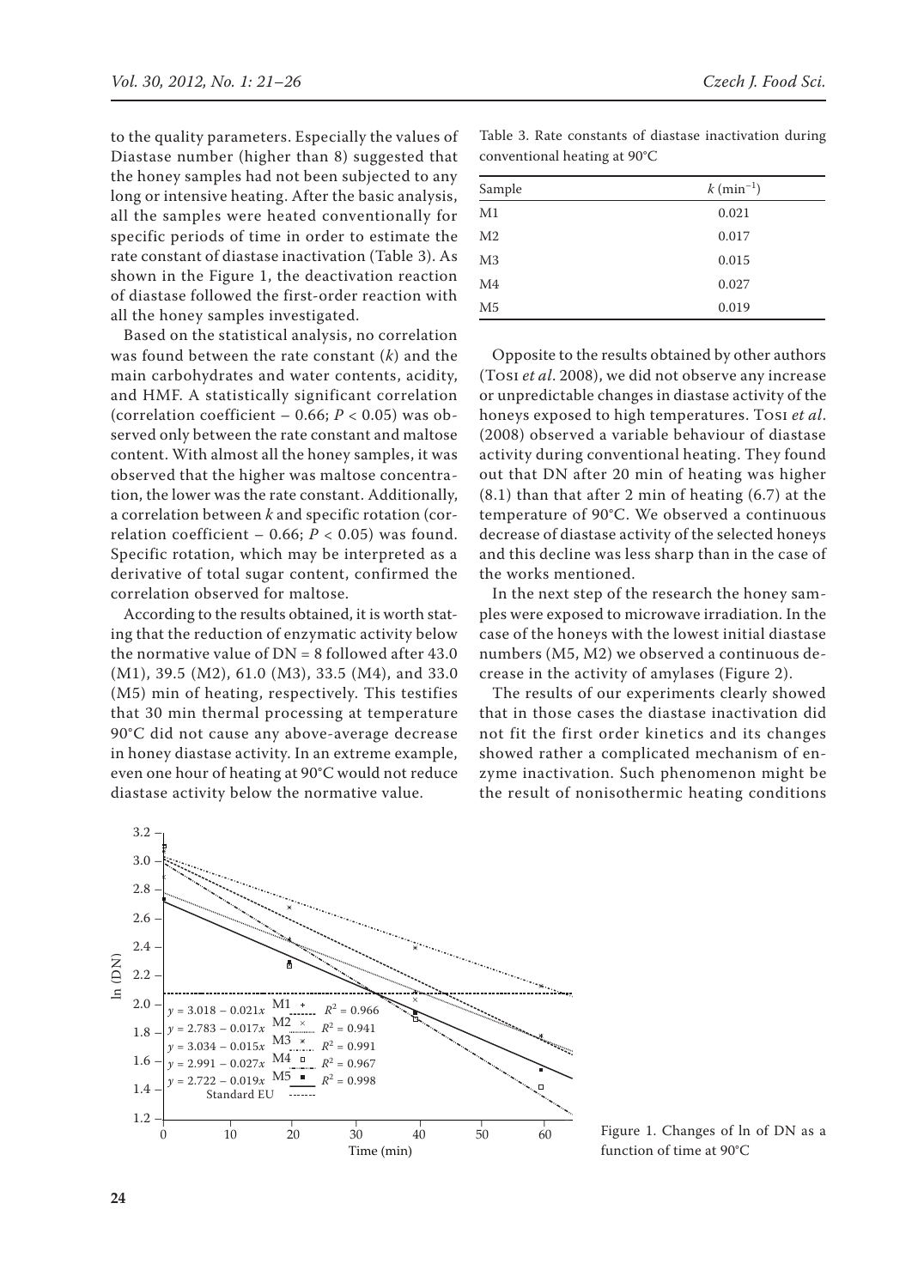to the quality parameters. Especially the values of Diastase number (higher than 8) suggested that the honey samples had not been subjected to any long or intensive heating. After the basic analysis, all the samples were heated conventionally for specific periods of time in order to estimate the rate constant of diastase inactivation (Table 3). As shown in the Figure 1, the deactivation reaction of diastase followed the first-order reaction with all the honey samples investigated.

Based on the statistical analysis, no correlation was found between the rate constant ($k$) and the main carbohydrates and water contents, acidity, and HMF. A statistically significant correlation (correlation coefficient – 0.66; $P < 0.05$) was observed only between the rate constant and maltose content. With almost all the honey samples, it was observed that the higher was maltose concentration, the lower was the rate constant. Additionally, a correlation between $k$ and specific rotation (correlation coefficient – 0.66; $P < 0.05$) was found. Specific rotation, which may be interpreted as a derivative of total sugar content, confirmed the correlation observed for maltose.

According to the results obtained, it is worth stating that the reduction of enzymatic activity below the normative value of DN = 8 followed after 43.0 (M1), 39.5 (M2), 61.0 (M3), 33.5 (M4), and 33.0 (M5) min of heating, respectively. This testifies that 30 min thermal processing at temperature 90°C did not cause any above-average decrease in honey diastase activity. In an extreme example, even one hour of heating at 90°C would not reduce diastase activity below the normative value.

Table 3. Rate constants of diastase inactivation during conventional heating at 90°C

| Sample | $k$ (min$^{-1}$) |
|---|---|
| M1 | 0.021 |
| M2 | 0.017 |
| M3 | 0.015 |
| M4 | 0.027 |
| M5 | 0.019 |

Opposite to the results obtained by other authors (Tosi *et al*. 2008), we did not observe any increase or unpredictable changes in diastase activity of the honeys exposed to high temperatures. Tosi *et al*. (2008) observed a variable behaviour of diastase activity during conventional heating. They found out that DN after 20 min of heating was higher (8.1) than that after 2 min of heating (6.7) at the temperature of 90°C. We observed a continuous decrease of diastase activity of the selected honeys and this decline was less sharp than in the case of the works mentioned.

In the next step of the research the honey samples were exposed to microwave irradiation. In the case of the honeys with the lowest initial diastase numbers (M5, M2) we observed a continuous decrease in the activity of amylases (Figure 2).

The results of our experiments clearly showed that in those cases the diastase inactivation did not fit the first order kinetics and its changes showed rather a complicated mechanism of enzyme inactivation. Such phenomenon might be the result of nonisothermic heating conditions

Figure 1. Changes of ln of DN as a function of time at 90°C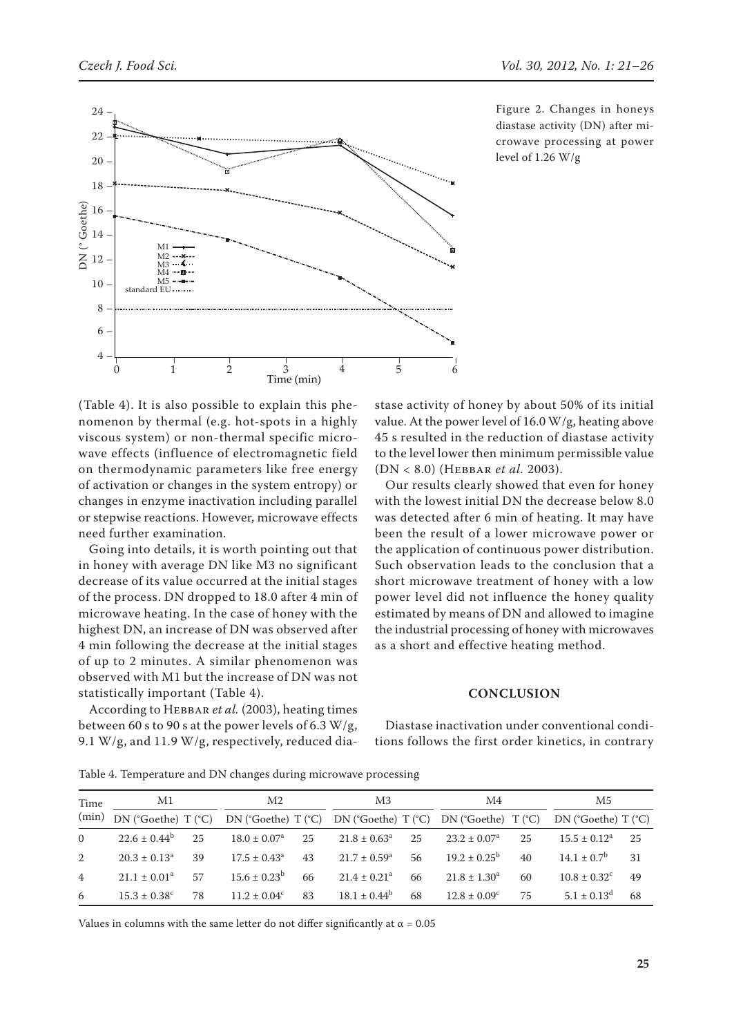Figure 2. Changes in honeys diastase activity (DN) after microwave processing at power level of 1.26 W/g

(Table 4). It is also possible to explain this phenomenon by thermal (e.g. hot-spots in a highly viscous system) or non-thermal specific microwave effects (influence of electromagnetic field on thermodynamic parameters like free energy of activation or changes in the system entropy) or changes in enzyme inactivation including parallel or stepwise reactions. However, microwave effects need further examination.

Going into details, it is worth pointing out that in honey with average DN like M3 no significant decrease of its value occurred at the initial stages of the process. DN dropped to 18.0 after 4 min of microwave heating. In the case of honey with the highest DN, an increase of DN was observed after 4 min following the decrease at the initial stages of up to 2 minutes. A similar phenomenon was observed with M1 but the increase of DN was not statistically important (Table 4).

According to Hebbar *et al.* (2003), heating times between 60 s to 90 s at the power levels of 6.3 W/g, 9.1 W/g, and 11.9 W/g, respectively, reduced diastase activity of honey by about 50% of its initial value. At the power level of 16.0 W/g, heating above 45 s resulted in the reduction of diastase activity to the level lower then minimum permissible value (DN < 8.0) (Hebbar *et al.* 2003).

Our results clearly showed that even for honey with the lowest initial DN the decrease below 8.0 was detected after 6 min of heating. It may have been the result of a lower microwave power or the application of continuous power distribution. Such observation leads to the conclusion that a short microwave treatment of honey with a low power level did not influence the honey quality estimated by means of DN and allowed to imagine the industrial processing of honey with microwaves as a short and effective heating method.

## CONCLUSION

Diastase inactivation under conventional conditions follows the first order kinetics, in contrary

Table 4. Temperature and DN changes during microwave processing

| Time (min) | M1 | | M2 | | M3 | | M4 | | M5 | |
|---|---|---|---|---|---|---|---|---|---|---|
| | DN (°Goethe) | T (°C) | DN (°Goethe) | T (°C) | DN (°Goethe) | T (°C) | DN (°Goethe) | T (°C) | DN (°Goethe) | T (°C) |
| 0 | $22.6 \pm 0.44^{b}$ | 25 | $18.0 \pm 0.07^{a}$ | 25 | $21.8 \pm 0.63^{a}$ | 25 | $23.2 \pm 0.07^{a}$ | 25 | $15.5 \pm 0.12^{a}$ | 25 |
| 2 | $20.3 \pm 0.13^{a}$ | 39 | $17.5 \pm 0.43^{a}$ | 43 | $21.7 \pm 0.59^{a}$ | 56 | $19.2 \pm 0.25^{b}$ | 40 | $14.1 \pm 0.7^{b}$ | 31 |
| 4 | $21.1 \pm 0.01^{a}$ | 57 | $15.6 \pm 0.23^{b}$ | 66 | $21.4 \pm 0.21^{a}$ | 66 | $21.8 \pm 1.30^{a}$ | 60 | $10.8 \pm 0.32^{c}$ | 49 |
| 6 | $15.3 \pm 0.38^{c}$ | 78 | $11.2 \pm 0.04^{c}$ | 83 | $18.1 \pm 0.44^{b}$ | 68 | $12.8 \pm 0.09^{c}$ | 75 | $5.1 \pm 0.13^{d}$ | 68 |

Values in columns with the same letter do not differ significantly at $\alpha = 0.05$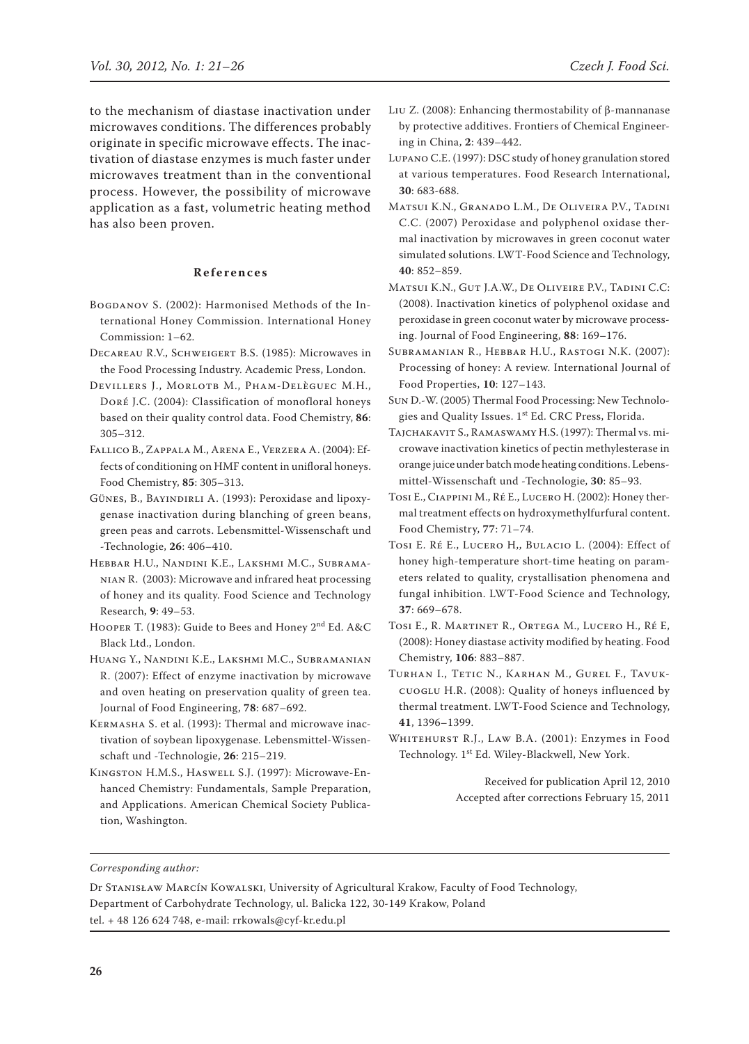to the mechanism of diastase inactivation under microwaves conditions. The differences probably originate in specific microwave effects. The inactivation of diastase enzymes is much faster under microwaves treatment than in the conventional process. However, the possibility of microwave application as a fast, volumetric heating method has also been proven.

## References

Bogdanov S. (2002): Harmonised Methods of the International Honey Commission. International Honey Commission: 1–62.

Decareau R.V., Schweigert B.S. (1985): Microwaves in the Food Processing Industry. Academic Press, London.

Devillers J., Morlotb M., Pham-Delèguec M.H., Doré J.C. (2004): Classification of monofloral honeys based on their quality control data. Food Chemistry, **86**: 305–312.

Fallico B., Zappala M., Arena E., Verzera A. (2004): Effects of conditioning on HMF content in unifloral honeys. Food Chemistry, **85**: 305–313.

Günes, B., Bayindirli A. (1993): Peroxidase and lipoxygenase inactivation during blanching of green beans, green peas and carrots. Lebensmittel-Wissenschaft und -Technologie, **26**: 406–410.

Hebbar H.U., Nandini K.E., Lakshmi M.C., Subramanian R. (2003): Microwave and infrared heat processing of honey and its quality. Food Science and Technology Research, **9**: 49–53.

Hooper T. (1983): Guide to Bees and Honey 2nd Ed. A&C Black Ltd., London.

Huang Y., Nandini K.E., Lakshmi M.C., Subramanian R. (2007): Effect of enzyme inactivation by microwave and oven heating on preservation quality of green tea. Journal of Food Engineering, **78**: 687–692.

Kermasha S. et al. (1993): Thermal and microwave inactivation of soybean lipoxygenase. Lebensmittel-Wissenschaft und -Technologie, **26**: 215–219.

Kingston H.M.S., Haswell S.J. (1997): Microwave-Enhanced Chemistry: Fundamentals, Sample Preparation, and Applications. American Chemical Society Publication, Washington.

Liu Z. (2008): Enhancing thermostability of β-mannanase by protective additives. Frontiers of Chemical Engineering in China, **2**: 439–442.

Lupano C.E. (1997): DSC study of honey granulation stored at various temperatures. Food Research International, **30**: 683-688.

Matsui K.N., Granado L.M., De Oliveira P.V., Tadini C.C. (2007) Peroxidase and polyphenol oxidase thermal inactivation by microwaves in green coconut water simulated solutions. LWT-Food Science and Technology, **40**: 852–859.

Matsui K.N., Gut J.A.W., De Oliveire P.V., Tadini C.C: (2008). Inactivation kinetics of polyphenol oxidase and peroxidase in green coconut water by microwave processing. Journal of Food Engineering, **88**: 169–176.

Subramanian R., Hebbar H.U., Rastogi N.K. (2007): Processing of honey: A review. International Journal of Food Properties, **10**: 127–143.

Sun D.-W. (2005) Thermal Food Processing: New Technologies and Quality Issues. 1st Ed. CRC Press, Florida.

Tajchakavit S., Ramaswamy H.S. (1997): Thermal vs. microwave inactivation kinetics of pectin methylesterase in orange juice under batch mode heating conditions. Lebensmittel-Wissenschaft und -Technologie, **30**: 85–93.

Tosi E., Ciappini M., Ré E., Lucero H. (2002): Honey thermal treatment effects on hydroxymethylfurfural content. Food Chemistry, **77**: 71–74.

Tosi E. Ré E., Lucero H,, Bulacio L. (2004): Effect of honey high-temperature short-time heating on parameters related to quality, crystallisation phenomena and fungal inhibition. LWT-Food Science and Technology, **37**: 669–678.

Tosi E., R. Martinet R., Ortega M., Lucero H., Ré E, (2008): Honey diastase activity modified by heating. Food Chemistry, **106**: 883–887.

Turhan I., Tetic N., Karhan M., Gurel F., Tavukcuoglu H.R. (2008): Quality of honeys influenced by thermal treatment. LWT-Food Science and Technology, **41**, 1396–1399.

Whitehurst R.J., Law B.A. (2001): Enzymes in Food Technology. 1st Ed. Wiley-Blackwell, New York.

Received for publication April 12, 2010
Accepted after corrections February 15, 2011

*Corresponding author:*

Dr Stanisław Marcín Kowalski, University of Agricultural Krakow, Faculty of Food Technology, Department of Carbohydrate Technology, ul. Balicka 122, 30-149 Krakow, Poland
tel. + 48 126 624 748, e-mail: rrkowals@cyf-kr.edu.pl